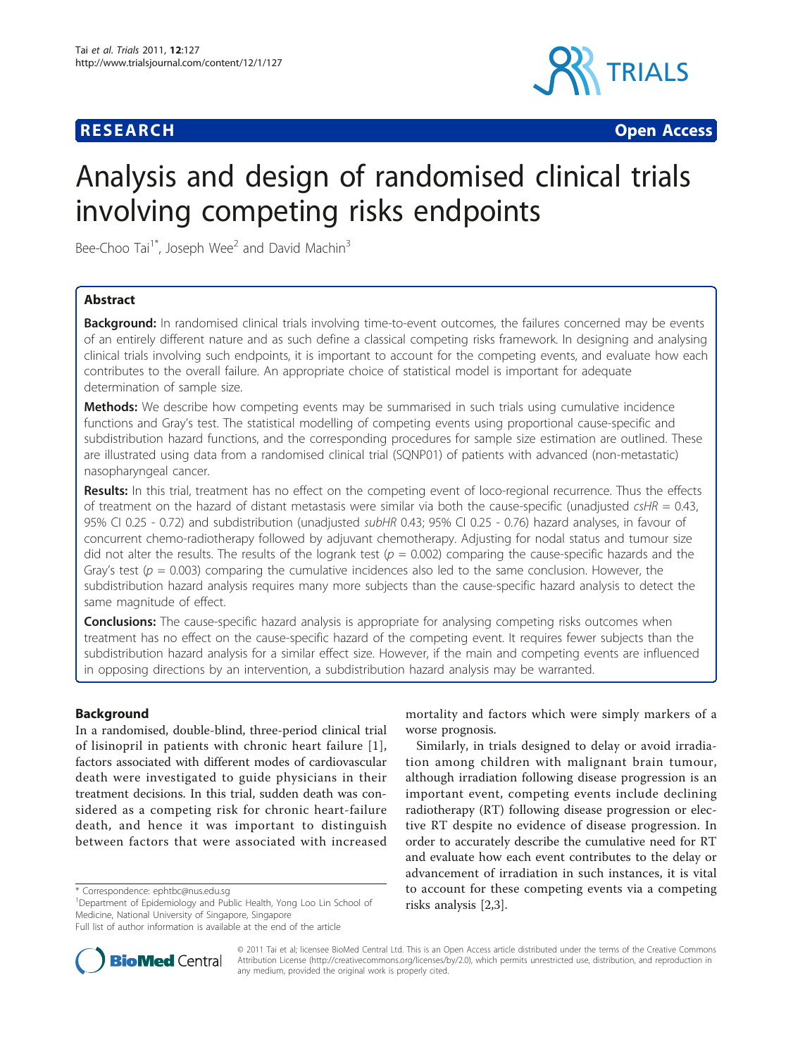# Analysis and design of randomised clinical trials involving competing risks endpoints

Bee-Choo Tai[1*], Joseph Wee[2] and David Machin[3]

## Abstract

**Background:** In randomised clinical trials involving time-to-event outcomes, the failures concerned may be events of an entirely different nature and as such define a classical competing risks framework. In designing and analysing clinical trials involving such endpoints, it is important to account for the competing events, and evaluate how each contributes to the overall failure. An appropriate choice of statistical model is important for adequate determination of sample size.

**Methods:** We describe how competing events may be summarised in such trials using cumulative incidence functions and Gray's test. The statistical modelling of competing events using proportional cause-specific and subdistribution hazard functions, and the corresponding procedures for sample size estimation are outlined. These are illustrated using data from a randomised clinical trial (SQNP01) of patients with advanced (non-metastatic) nasopharyngeal cancer.

**Results:** In this trial, treatment has no effect on the competing event of loco-regional recurrence. Thus the effects of treatment on the hazard of distant metastasis were similar via both the cause-specific (unadjusted *csHR* = 0.43, 95% CI 0.25 - 0.72) and subdistribution (unadjusted *subHR* 0.43; 95% CI 0.25 - 0.76) hazard analyses, in favour of concurrent chemo-radiotherapy followed by adjuvant chemotherapy. Adjusting for nodal status and tumour size did not alter the results. The results of the logrank test ($p = 0.002$) comparing the cause-specific hazards and the Gray's test ($p = 0.003$) comparing the cumulative incidences also led to the same conclusion. However, the subdistribution hazard analysis requires many more subjects than the cause-specific hazard analysis to detect the same magnitude of effect.

**Conclusions:** The cause-specific hazard analysis is appropriate for analysing competing risks outcomes when treatment has no effect on the cause-specific hazard of the competing event. It requires fewer subjects than the subdistribution hazard analysis for a similar effect size. However, if the main and competing events are influenced in opposing directions by an intervention, a subdistribution hazard analysis may be warranted.

## Background

In a randomised, double-blind, three-period clinical trial of lisinopril in patients with chronic heart failure [1], factors associated with different modes of cardiovascular death were investigated to guide physicians in their treatment decisions. In this trial, sudden death was considered as a competing risk for chronic heart-failure death, and hence it was important to distinguish between factors that were associated with increased mortality and factors which were simply markers of a worse prognosis.

Similarly, in trials designed to delay or avoid irradiation among children with malignant brain tumour, although irradiation following disease progression is an important event, competing events include declining radiotherapy (RT) following disease progression or elective RT despite no evidence of disease progression. In order to accurately describe the cumulative need for RT and evaluate how each event contributes to the delay or advancement of irradiation in such instances, it is vital to account for these competing events via a competing risks analysis [2,3].

\* Correspondence: ephtbc@nus.edu.sg

[1]Department of Epidemiology and Public Health, Yong Loo Lin School of Medicine, National University of Singapore, Singapore

Full list of author information is available at the end of the article

© 2011 Tai et al; licensee BioMed Central Ltd. This is an Open Access article distributed under the terms of the Creative Commons Attribution License (http://creativecommons.org/licenses/by/2.0), which permits unrestricted use, distribution, and reproduction in any medium, provided the original work is properly cited.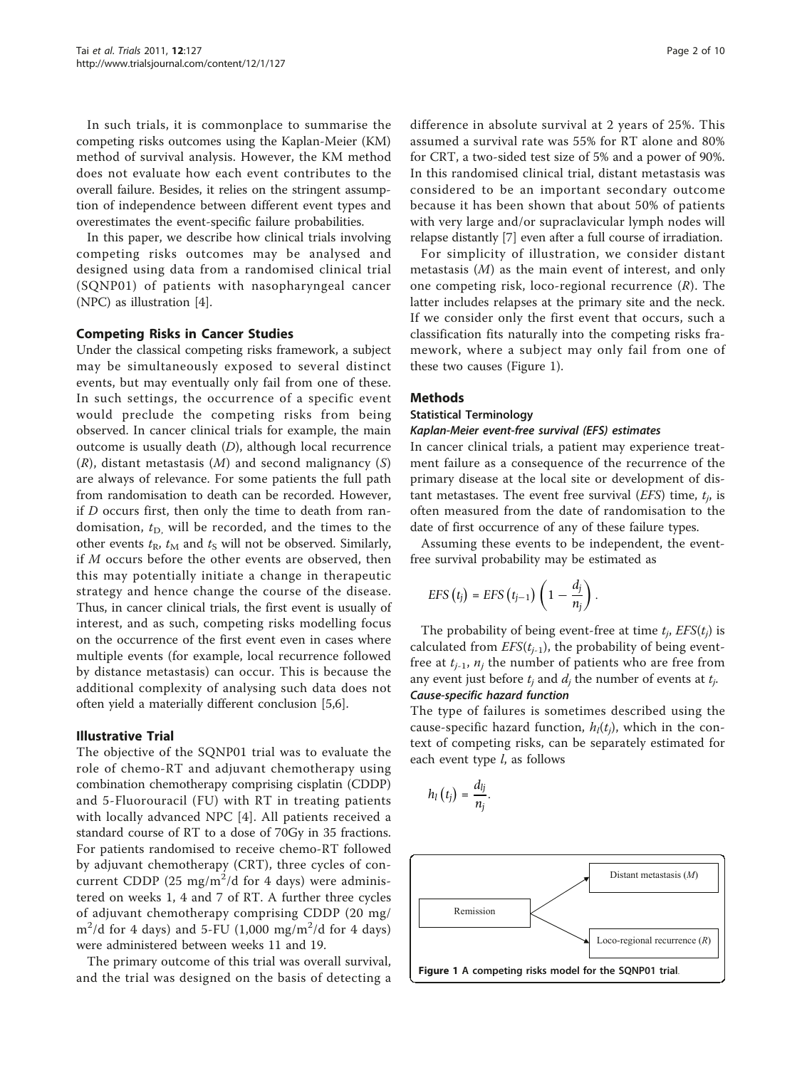In such trials, it is commonplace to summarise the competing risks outcomes using the Kaplan-Meier (KM) method of survival analysis. However, the KM method does not evaluate how each event contributes to the overall failure. Besides, it relies on the stringent assumption of independence between different event types and overestimates the event-specific failure probabilities.

In this paper, we describe how clinical trials involving competing risks outcomes may be analysed and designed using data from a randomised clinical trial (SQNP01) of patients with nasopharyngeal cancer (NPC) as illustration [4].

## Competing Risks in Cancer Studies

Under the classical competing risks framework, a subject may be simultaneously exposed to several distinct events, but may eventually only fail from one of these. In such settings, the occurrence of a specific event would preclude the competing risks from being observed. In cancer clinical trials for example, the main outcome is usually death ($D$), although local recurrence ($R$), distant metastasis ($M$) and second malignancy ($S$) are always of relevance. For some patients the full path from randomisation to death can be recorded. However, if $D$ occurs first, then only the time to death from randomisation, $t_D$, will be recorded, and the times to the other events $t_R$, $t_M$ and $t_S$ will not be observed. Similarly, if $M$ occurs before the other events are observed, then this may potentially initiate a change in therapeutic strategy and hence change the course of the disease. Thus, in cancer clinical trials, the first event is usually of interest, and as such, competing risks modelling focus on the occurrence of the first event even in cases where multiple events (for example, local recurrence followed by distance metastasis) can occur. This is because the additional complexity of analysing such data does not often yield a materially different conclusion [5,6].

## Illustrative Trial

The objective of the SQNP01 trial was to evaluate the role of chemo-RT and adjuvant chemotherapy using combination chemotherapy comprising cisplatin (CDDP) and 5-Fluorouracil (FU) with RT in treating patients with locally advanced NPC [4]. All patients received a standard course of RT to a dose of 70Gy in 35 fractions. For patients randomised to receive chemo-RT followed by adjuvant chemotherapy (CRT), three cycles of concurrent CDDP (25 mg/m$^2$/d for 4 days) were administered on weeks 1, 4 and 7 of RT. A further three cycles of adjuvant chemotherapy comprising CDDP (20 mg/m$^2$/d for 4 days) and 5-FU (1,000 mg/m$^2$/d for 4 days) were administered between weeks 11 and 19.

The primary outcome of this trial was overall survival, and the trial was designed on the basis of detecting a difference in absolute survival at 2 years of 25%. This assumed a survival rate was 55% for RT alone and 80% for CRT, a two-sided test size of 5% and a power of 90%. In this randomised clinical trial, distant metastasis was considered to be an important secondary outcome because it has been shown that about 50% of patients with very large and/or supraclavicular lymph nodes will relapse distantly [7] even after a full course of irradiation.

For simplicity of illustration, we consider distant metastasis ($M$) as the main event of interest, and only one competing risk, loco-regional recurrence ($R$). The latter includes relapses at the primary site and the neck. If we consider only the first event that occurs, such a classification fits naturally into the competing risks framework, where a subject may only fail from one of these two causes (Figure 1).

## Methods

### Statistical Terminology

#### *Kaplan-Meier event-free survival (EFS) estimates*

In cancer clinical trials, a patient may experience treatment failure as a consequence of the recurrence of the primary disease at the local site or development of distant metastases. The event free survival ($EFS$) time, $t_j$, is often measured from the date of randomisation to the date of first occurrence of any of these failure types.

Assuming these events to be independent, the event-free survival probability may be estimated as

$$EFS(t_j) = EFS(t_{j-1})\left(1 - \frac{d_j}{n_j}\right).$$

The probability of being event-free at time $t_j$, $EFS(t_j)$ is calculated from $EFS(t_{j-1})$, the probability of being event-free at $t_{j-1}$, $n_j$ the number of patients who are free from any event just before $t_j$ and $d_j$ the number of events at $t_j$.

#### *Cause-specific hazard function*

The type of failures is sometimes described using the cause-specific hazard function, $h_l(t_j)$, which in the context of competing risks, can be separately estimated for each event type $l$, as follows

$$h_l(t_j) = \frac{d_{lj}}{n_j}.$$

Remission → Distant metastasis ($M$)
Remission → Loco-regional recurrence ($R$)

**Figure 1 A competing risks model for the SQNP01 trial**.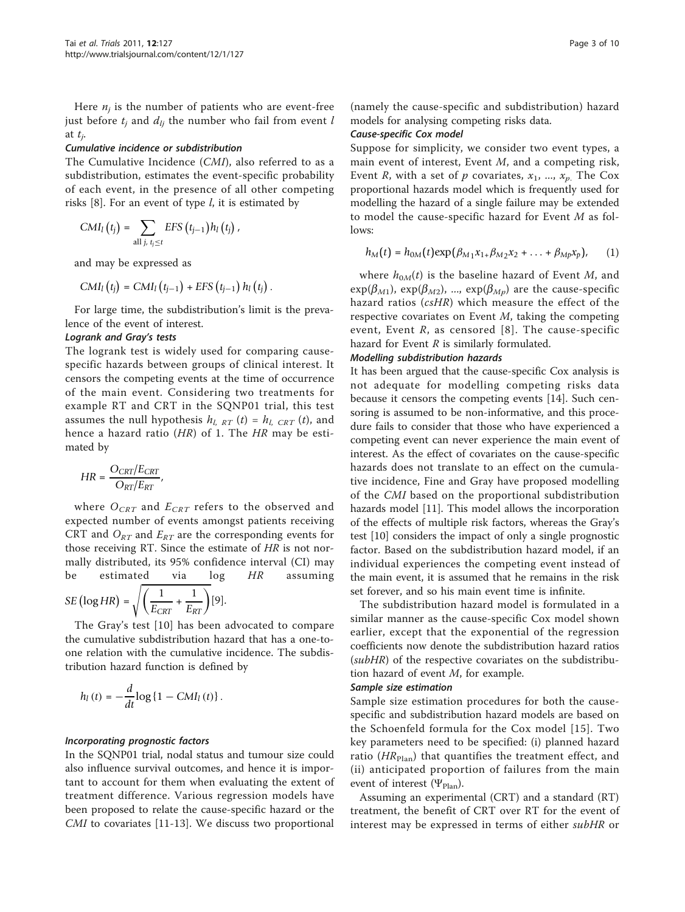Here $n_j$ is the number of patients who are event-free just before $t_j$ and $d_{lj}$ the number who fail from event $l$ at $t_j$.

#### Cumulative incidence or subdistribution

The Cumulative Incidence (*CMI*), also referred to as a subdistribution, estimates the event-specific probability of each event, in the presence of all other competing risks [8]. For an event of type $l$, it is estimated by

$$CMI_l(t_j) = \sum_{\text{all } j,\, t_j \le t} EFS(t_{j-1}) h_l(t_j),$$

and may be expressed as

$$CMI_l(t_j) = CMI_l(t_{j-1}) + EFS(t_{j-1})\, h_l(t_j).$$

For large time, the subdistribution's limit is the prevalence of the event of interest.

#### Logrank and Gray's tests

The logrank test is widely used for comparing cause-specific hazards between groups of clinical interest. It censors the competing events at the time of occurrence of the main event. Considering two treatments for example RT and CRT in the SQNP01 trial, this test assumes the null hypothesis $h_{l,\,RT}(t) = h_{l,\,CRT}(t)$, and hence a hazard ratio (*HR*) of 1. The *HR* may be estimated by

$$HR = \frac{O_{CRT}/E_{CRT}}{O_{RT}/E_{RT}},$$

where $O_{CRT}$ and $E_{CRT}$ refers to the observed and expected number of events amongst patients receiving CRT and $O_{RT}$ and $E_{RT}$ are the corresponding events for those receiving RT. Since the estimate of *HR* is not normally distributed, its 95% confidence interval (CI) may be estimated via log *HR* assuming $SE(\log HR) = \sqrt{\left(\frac{1}{E_{CRT}} + \frac{1}{E_{RT}}\right)}$ [9].

The Gray's test [10] has been advocated to compare the cumulative subdistribution hazard that has a one-to-one relation with the cumulative incidence. The subdistribution hazard function is defined by

$$h_l(t) = -\frac{d}{dt}\log\{1 - CMI_l(t)\}.$$

### Incorporating prognostic factors

In the SQNP01 trial, nodal status and tumour size could also influence survival outcomes, and hence it is important to account for them when evaluating the extent of treatment difference. Various regression models have been proposed to relate the cause-specific hazard or the *CMI* to covariates [11-13]. We discuss two proportional (namely the cause-specific and subdistribution) hazard models for analysing competing risks data.

#### Cause-specific Cox model

Suppose for simplicity, we consider two event types, a main event of interest, Event $M$, and a competing risk, Event $R$, with a set of $p$ covariates, $x_1, \ldots, x_p$. The Cox proportional hazards model which is frequently used for modelling the hazard of a single failure may be extended to model the cause-specific hazard for Event $M$ as follows:

$$h_M(t) = h_{0M}(t)\exp(\beta_{M1}x_1 + \beta_{M2}x_2 + \ldots + \beta_{Mp}x_p), \quad (1)$$

where $h_{0M}(t)$ is the baseline hazard of Event $M$, and $\exp(\beta_{M1})$, $\exp(\beta_{M2})$, ..., $\exp(\beta_{Mp})$ are the cause-specific hazard ratios (*csHR*) which measure the effect of the respective covariates on Event $M$, taking the competing event, Event $R$, as censored [8]. The cause-specific hazard for Event $R$ is similarly formulated.

#### Modelling subdistribution hazards

It has been argued that the cause-specific Cox analysis is not adequate for modelling competing risks data because it censors the competing events [14]. Such censoring is assumed to be non-informative, and this procedure fails to consider that those who have experienced a competing event can never experience the main event of interest. As the effect of covariates on the cause-specific hazards does not translate to an effect on the cumulative incidence, Fine and Gray have proposed modelling of the *CMI* based on the proportional subdistribution hazards model [11]. This model allows the incorporation of the effects of multiple risk factors, whereas the Gray's test [10] considers the impact of only a single prognostic factor. Based on the subdistribution hazard model, if an individual experiences the competing event instead of the main event, it is assumed that he remains in the risk set forever, and so his main event time is infinite.

The subdistribution hazard model is formulated in a similar manner as the cause-specific Cox model shown earlier, except that the exponential of the regression coefficients now denote the subdistribution hazard ratios (*subHR*) of the respective covariates on the subdistribution hazard of event $M$, for example.

#### Sample size estimation

Sample size estimation procedures for both the cause-specific and subdistribution hazard models are based on the Schoenfeld formula for the Cox model [15]. Two key parameters need to be specified: (i) planned hazard ratio ($HR_{\text{Plan}}$) that quantifies the treatment effect, and (ii) anticipated proportion of failures from the main event of interest ($\Psi_{\text{Plan}}$).

Assuming an experimental (CRT) and a standard (RT) treatment, the benefit of CRT over RT for the event of interest may be expressed in terms of either *subHR* or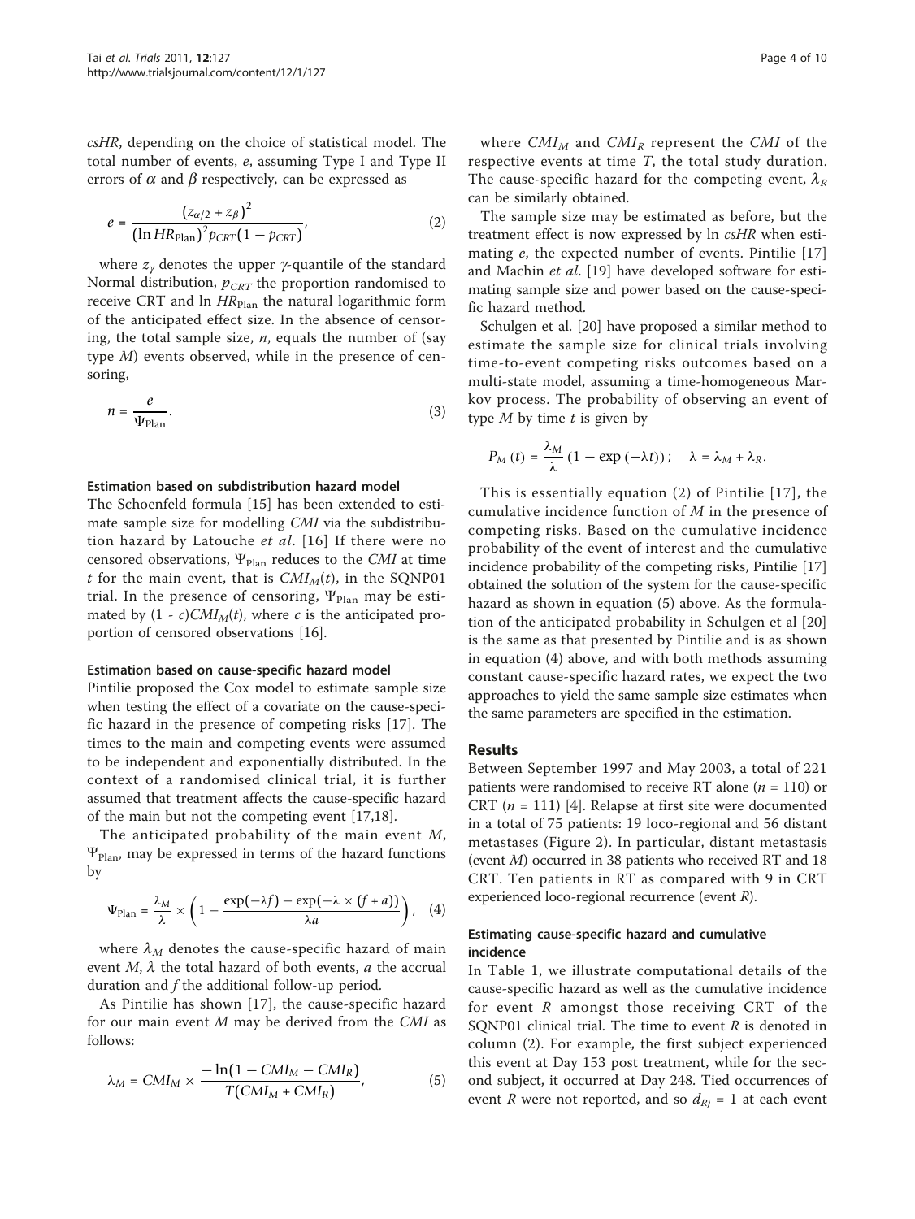*csHR*, depending on the choice of statistical model. The total number of events, *e*, assuming Type I and Type II errors of $\alpha$ and $\beta$ respectively, can be expressed as

$$e = \frac{(z_{\alpha/2} + z_{\beta})^2}{(\ln HR_{\text{Plan}})^2 p_{CRT}(1 - p_{CRT})}, \qquad (2)$$

where $z_\gamma$ denotes the upper $\gamma$-quantile of the standard Normal distribution, $p_{CRT}$ the proportion randomised to receive CRT and $\ln HR_{\text{Plan}}$ the natural logarithmic form of the anticipated effect size. In the absence of censoring, the total sample size, *n*, equals the number of (say type *M*) events observed, while in the presence of censoring,

$$n = \frac{e}{\Psi_{\text{Plan}}}. \qquad (3)$$

#### Estimation based on subdistribution hazard model

The Schoenfeld formula [15] has been extended to estimate sample size for modelling *CMI* via the subdistribution hazard by Latouche *et al*. [16] If there were no censored observations, $\Psi_{\text{Plan}}$ reduces to the *CMI* at time *t* for the main event, that is $CMI_M(t)$, in the SQNP01 trial. In the presence of censoring, $\Psi_{\text{Plan}}$ may be estimated by $(1 - c)CMI_M(t)$, where *c* is the anticipated proportion of censored observations [16].

#### Estimation based on cause-specific hazard model

Pintilie proposed the Cox model to estimate sample size when testing the effect of a covariate on the cause-specific hazard in the presence of competing risks [17]. The times to the main and competing events were assumed to be independent and exponentially distributed. In the context of a randomised clinical trial, it is further assumed that treatment affects the cause-specific hazard of the main but not the competing event [17,18].

The anticipated probability of the main event *M*, $\Psi_{\text{Plan}}$, may be expressed in terms of the hazard functions by

$$\Psi_{\text{Plan}} = \frac{\lambda_M}{\lambda} \times \left(1 - \frac{\exp(-\lambda f) - \exp(-\lambda \times (f + a))}{\lambda a}\right), \qquad (4)$$

where $\lambda_M$ denotes the cause-specific hazard of main event *M*, $\lambda$ the total hazard of both events, *a* the accrual duration and *f* the additional follow-up period.

As Pintilie has shown [17], the cause-specific hazard for our main event *M* may be derived from the *CMI* as follows:

$$\lambda_M = CMI_M \times \frac{-\ln(1 - CMI_M - CMI_R)}{T(CMI_M + CMI_R)}, \qquad (5)$$

where $CMI_M$ and $CMI_R$ represent the *CMI* of the respective events at time *T*, the total study duration. The cause-specific hazard for the competing event, $\lambda_R$ can be similarly obtained.

The sample size may be estimated as before, but the treatment effect is now expressed by ln *csHR* when estimating *e*, the expected number of events. Pintilie [17] and Machin *et al*. [19] have developed software for estimating sample size and power based on the cause-specific hazard method.

Schulgen et al. [20] have proposed a similar method to estimate the sample size for clinical trials involving time-to-event competing risks outcomes based on a multi-state model, assuming a time-homogeneous Markov process. The probability of observing an event of type *M* by time *t* is given by

$$P_M(t) = \frac{\lambda_M}{\lambda}(1 - \exp(-\lambda t)); \quad \lambda = \lambda_M + \lambda_R.$$

This is essentially equation (2) of Pintilie [17], the cumulative incidence function of *M* in the presence of competing risks. Based on the cumulative incidence probability of the event of interest and the cumulative incidence probability of the competing risks, Pintilie [17] obtained the solution of the system for the cause-specific hazard as shown in equation (5) above. As the formulation of the anticipated probability in Schulgen et al [20] is the same as that presented by Pintilie and is as shown in equation (4) above, and with both methods assuming constant cause-specific hazard rates, we expect the two approaches to yield the same sample size estimates when the same parameters are specified in the estimation.

## Results

Between September 1997 and May 2003, a total of 221 patients were randomised to receive RT alone ($n$ = 110) or CRT ($n$ = 111) [4]. Relapse at first site were documented in a total of 75 patients: 19 loco-regional and 56 distant metastases (Figure 2). In particular, distant metastasis (event *M*) occurred in 38 patients who received RT and 18 CRT. Ten patients in RT as compared with 9 in CRT experienced loco-regional recurrence (event *R*).

#### Estimating cause-specific hazard and cumulative incidence

In Table 1, we illustrate computational details of the cause-specific hazard as well as the cumulative incidence for event *R* amongst those receiving CRT of the SQNP01 clinical trial. The time to event *R* is denoted in column (2). For example, the first subject experienced this event at Day 153 post treatment, while for the second subject, it occurred at Day 248. Tied occurrences of event *R* were not reported, and so $d_{Rj}$ = 1 at each event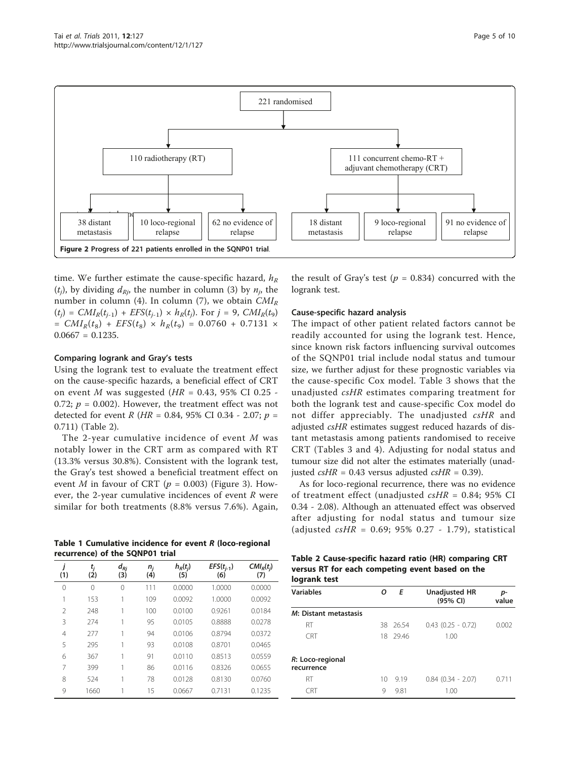221 randomised

110 radiotherapy (RT)

111 concurrent chemo-RT + adjuvant chemotherapy (CRT)

38 distant metastasis | 10 loco-regional relapse | 62 no evidence of relapse

18 distant metastasis | 9 loco-regional relapse | 91 no evidence of relapse

**Figure 2 Progress of 221 patients enrolled in the SQNP01 trial**.

time. We further estimate the cause-specific hazard, $h_R(t_j)$, by dividing $d_{Rj}$, the number in column (3) by $n_j$, the number in column (4). In column (7), we obtain $CMI_R(t_j) = CMI_R(t_{j-1}) + EFS(t_{j-1}) \times h_R(t_j)$. For $j$ = 9, $CMI_R(t_9) = CMI_R(t_8) + EFS(t_8) \times h_R(t_9) = 0.0760 + 0.7131 \times 0.0667 = 0.1235$.

### Comparing logrank and Gray's tests

Using the logrank test to evaluate the treatment effect on the cause-specific hazards, a beneficial effect of CRT on event $M$ was suggested ($HR$ = 0.43, 95% CI 0.25 - 0.72; $p$ = 0.002). However, the treatment effect was not detected for event $R$ ($HR$ = 0.84, 95% CI 0.34 - 2.07; $p$ = 0.711) (Table 2).

The 2-year cumulative incidence of event $M$ was notably lower in the CRT arm as compared with RT (13.3% versus 30.8%). Consistent with the logrank test, the Gray's test showed a beneficial treatment effect on event $M$ in favour of CRT ($p$ = 0.003) (Figure 3). However, the 2-year cumulative incidences of event $R$ were similar for both treatments (8.8% versus 7.6%). Again, the result of Gray's test ($p$ = 0.834) concurred with the logrank test.

**Table 1 Cumulative incidence for event $R$ (loco-regional recurrence) of the SQNP01 trial**

| $j$ (1) | $t_j$ (2) | $d_{Rj}$ (3) | $n_j$ (4) | $h_R(t_j)$ (5) | $EFS(t_{j-1})$ (6) | $CMI_R(t_j)$ (7) |
|---|---|---|---|---|---|---|
| 0 | 0 | 0 | 111 | 0.0000 | 1.0000 | 0.0000 |
| 1 | 153 | 1 | 109 | 0.0092 | 1.0000 | 0.0092 |
| 2 | 248 | 1 | 100 | 0.0100 | 0.9261 | 0.0184 |
| 3 | 274 | 1 | 95 | 0.0105 | 0.8888 | 0.0278 |
| 4 | 277 | 1 | 94 | 0.0106 | 0.8794 | 0.0372 |
| 5 | 295 | 1 | 93 | 0.0108 | 0.8701 | 0.0465 |
| 6 | 367 | 1 | 91 | 0.0110 | 0.8513 | 0.0559 |
| 7 | 399 | 1 | 86 | 0.0116 | 0.8326 | 0.0655 |
| 8 | 524 | 1 | 78 | 0.0128 | 0.8130 | 0.0760 |
| 9 | 1660 | 1 | 15 | 0.0667 | 0.7131 | 0.1235 |

### Cause-specific hazard analysis

The impact of other patient related factors cannot be readily accounted for using the logrank test. Hence, since known risk factors influencing survival outcomes of the SQNP01 trial include nodal status and tumour size, we further adjust for these prognostic variables via the cause-specific Cox model. Table 3 shows that the unadjusted $csHR$ estimates comparing treatment for both the logrank test and cause-specific Cox model do not differ appreciably. The unadjusted $csHR$ and adjusted $csHR$ estimates suggest reduced hazards of distant metastasis among patients randomised to receive CRT (Tables 3 and 4). Adjusting for nodal status and tumour size did not alter the estimates materially (unadjusted $csHR$ = 0.43 versus adjusted $csHR$ = 0.39).

As for loco-regional recurrence, there was no evidence of treatment effect (unadjusted $csHR$ = 0.84; 95% CI 0.34 - 2.08). Although an attenuated effect was observed after adjusting for nodal status and tumour size (adjusted $csHR$ = 0.69; 95% 0.27 - 1.79), statistical

**Table 2 Cause-specific hazard ratio (HR) comparing CRT versus RT for each competing event based on the logrank test**

| Variables | O | E | Unadjusted HR (95% CI) | p-value |
|---|---|---|---|---|
| *M*: Distant metastasis | | | | |
| RT | 38 | 26.54 | 0.43 (0.25 - 0.72) | 0.002 |
| CRT | 18 | 29.46 | 1.00 | |
| *R*: Loco-regional recurrence | | | | |
| RT | 10 | 9.19 | 0.84 (0.34 - 2.07) | 0.711 |
| CRT | 9 | 9.81 | 1.00 | |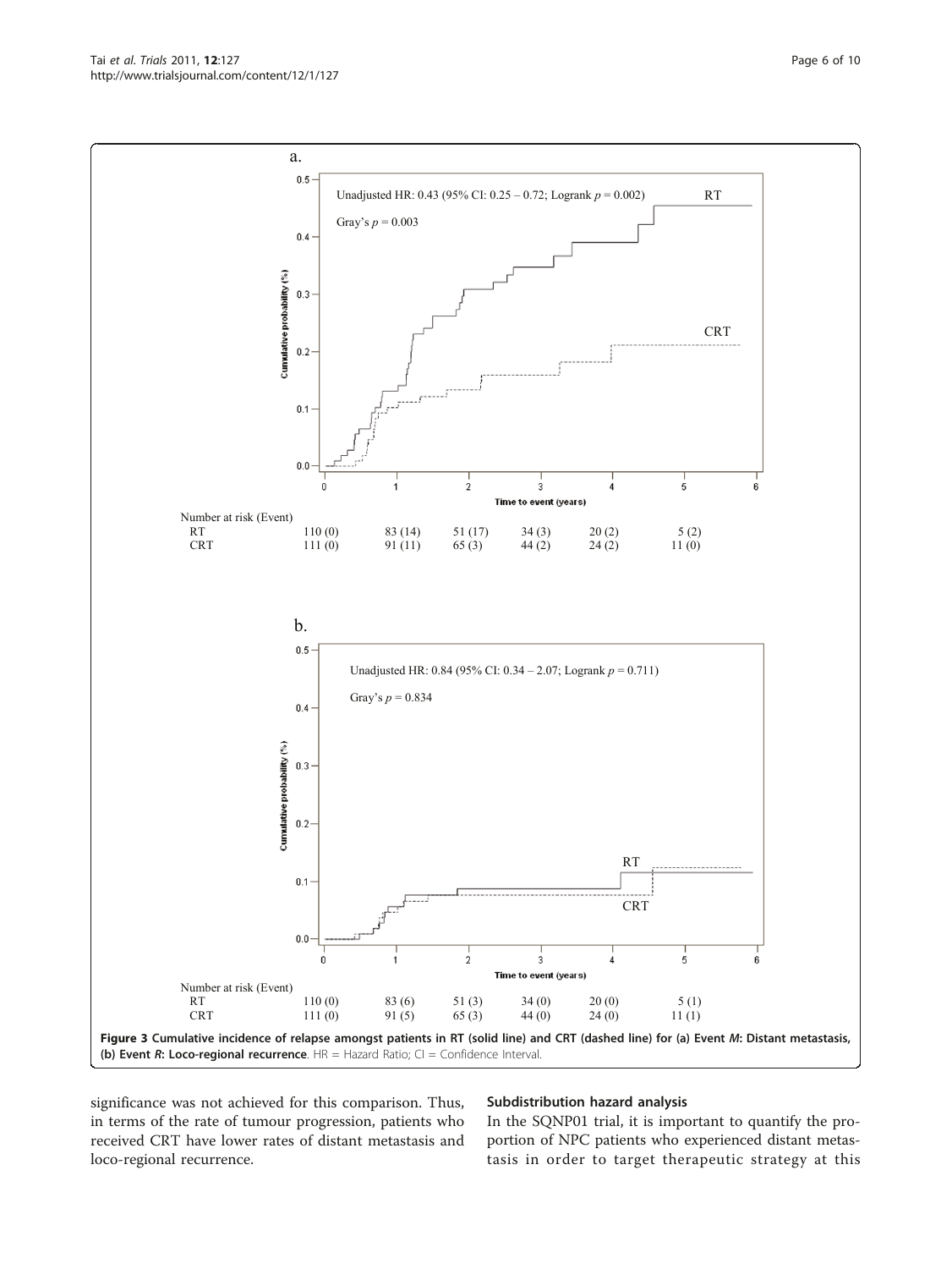**Figure 3 Cumulative incidence of relapse amongst patients in RT (solid line) and CRT (dashed line) for (a) Event *M*: Distant metastasis, (b) Event *R*: Loco-regional recurrence**. HR = Hazard Ratio; CI = Confidence Interval.

significance was not achieved for this comparison. Thus, in terms of the rate of tumour progression, patients who received CRT have lower rates of distant metastasis and loco-regional recurrence.

### Subdistribution hazard analysis

In the SQNP01 trial, it is important to quantify the proportion of NPC patients who experienced distant metastasis in order to target therapeutic strategy at this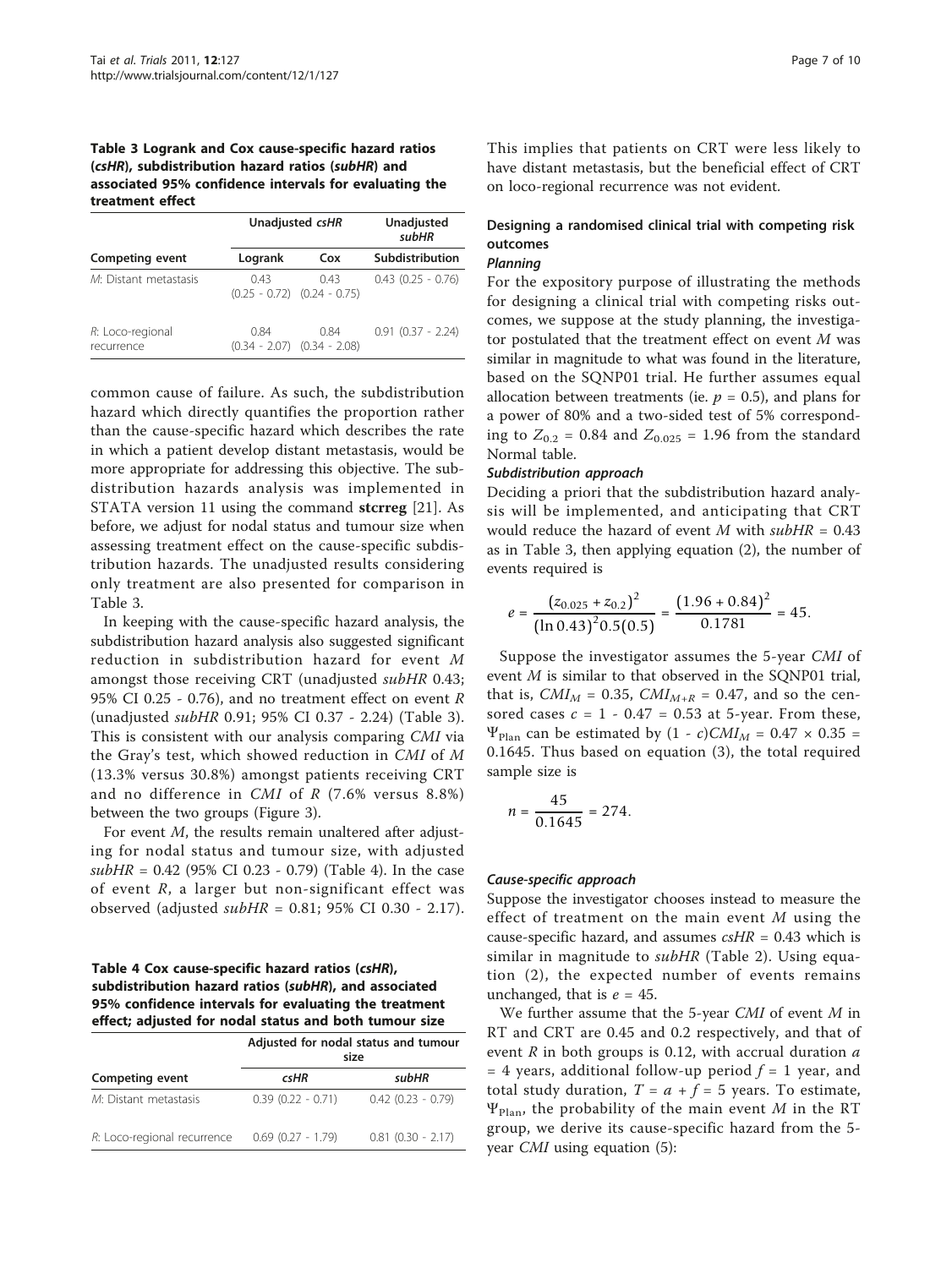**Table 3 Logrank and Cox cause-specific hazard ratios (*csHR*), subdistribution hazard ratios (*subHR*) and associated 95% confidence intervals for evaluating the treatment effect**

| | Unadjusted *csHR* | | Unadjusted *subHR* |
|---|---|---|---|
| Competing event | Logrank | Cox | Subdistribution |
| *M*: Distant metastasis | 0.43 (0.25 - 0.72) | 0.43 (0.24 - 0.75) | 0.43 (0.25 - 0.76) |
| *R*: Loco-regional recurrence | 0.84 (0.34 - 2.07) | 0.84 (0.34 - 2.08) | 0.91 (0.37 - 2.24) |

common cause of failure. As such, the subdistribution hazard which directly quantifies the proportion rather than the cause-specific hazard which describes the rate in which a patient develop distant metastasis, would be more appropriate for addressing this objective. The subdistribution hazards analysis was implemented in STATA version 11 using the command **stcrreg** [21]. As before, we adjust for nodal status and tumour size when assessing treatment effect on the cause-specific subdistribution hazards. The unadjusted results considering only treatment are also presented for comparison in Table 3.

In keeping with the cause-specific hazard analysis, the subdistribution hazard analysis also suggested significant reduction in subdistribution hazard for event *M* amongst those receiving CRT (unadjusted *subHR* 0.43; 95% CI 0.25 - 0.76), and no treatment effect on event *R* (unadjusted *subHR* 0.91; 95% CI 0.37 - 2.24) (Table 3). This is consistent with our analysis comparing *CMI* via the Gray's test, which showed reduction in *CMI* of *M* (13.3% versus 30.8%) amongst patients receiving CRT and no difference in *CMI* of *R* (7.6% versus 8.8%) between the two groups (Figure 3).

For event *M*, the results remain unaltered after adjusting for nodal status and tumour size, with adjusted *subHR* = 0.42 (95% CI 0.23 - 0.79) (Table 4). In the case of event *R*, a larger but non-significant effect was observed (adjusted *subHR* = 0.81; 95% CI 0.30 - 2.17).

**Table 4 Cox cause-specific hazard ratios (*csHR*), subdistribution hazard ratios (*subHR*), and associated 95% confidence intervals for evaluating the treatment effect; adjusted for nodal status and both tumour size**

| | Adjusted for nodal status and tumour size | |
|---|---|---|
| Competing event | *csHR* | *subHR* |
| *M*: Distant metastasis | 0.39 (0.22 - 0.71) | 0.42 (0.23 - 0.79) |
| *R*: Loco-regional recurrence | 0.69 (0.27 - 1.79) | 0.81 (0.30 - 2.17) |

This implies that patients on CRT were less likely to have distant metastasis, but the beneficial effect of CRT on loco-regional recurrence was not evident.

## Designing a randomised clinical trial with competing risk outcomes

### *Planning*

For the expository purpose of illustrating the methods for designing a clinical trial with competing risks outcomes, we suppose at the study planning, the investigator postulated that the treatment effect on event *M* was similar in magnitude to what was found in the literature, based on the SQNP01 trial. He further assumes equal allocation between treatments (ie. $p = 0.5$), and plans for a power of 80% and a two-sided test of 5% corresponding to $Z_{0.2} = 0.84$ and $Z_{0.025} = 1.96$ from the standard Normal table.

### *Subdistribution approach*

Deciding a priori that the subdistribution hazard analysis will be implemented, and anticipating that CRT would reduce the hazard of event *M* with $subHR = 0.43$ as in Table 3, then applying equation (2), the number of events required is

$$e = \frac{(z_{0.025} + z_{0.2})^2}{(\ln 0.43)^2 0.5(0.5)} = \frac{(1.96 + 0.84)^2}{0.1781} = 45.$$

Suppose the investigator assumes the 5-year *CMI* of event *M* is similar to that observed in the SQNP01 trial, that is, $CMI_M = 0.35$, $CMI_{M+R} = 0.47$, and so the censored cases $c = 1 - 0.47 = 0.53$ at 5-year. From these, $\Psi_{\text{Plan}}$ can be estimated by $(1 - c)CMI_M = 0.47 \times 0.35 = 0.1645$. Thus based on equation (3), the total required sample size is

$$n = \frac{45}{0.1645} = 274.$$

### *Cause-specific approach*

Suppose the investigator chooses instead to measure the effect of treatment on the main event *M* using the cause-specific hazard, and assumes $csHR = 0.43$ which is similar in magnitude to *subHR* (Table 2). Using equation (2), the expected number of events remains unchanged, that is $e = 45$.

We further assume that the 5-year *CMI* of event *M* in RT and CRT are 0.45 and 0.2 respectively, and that of event *R* in both groups is 0.12, with accrual duration $a = 4$ years, additional follow-up period $f = 1$ year, and total study duration, $T = a + f = 5$ years. To estimate, $\Psi_{\text{Plan}}$, the probability of the main event *M* in the RT group, we derive its cause-specific hazard from the 5-year *CMI* using equation (5):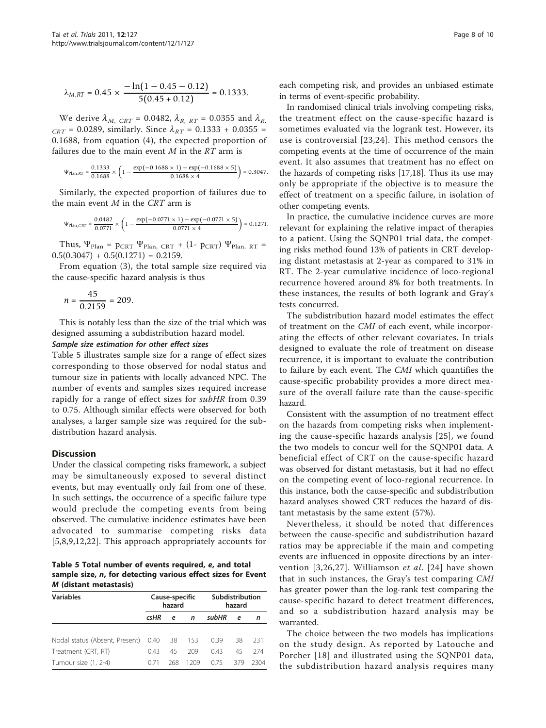$$\lambda_{M,RT} = 0.45 \times \frac{-\ln(1 - 0.45 - 0.12)}{5(0.45 + 0.12)} = 0.1333.$$

We derive $\lambda_{M,\ CRT} = 0.0482$, $\lambda_{R,\ RT} = 0.0355$ and $\lambda_{R,\ CRT} = 0.0289$, similarly. Since $\lambda_{RT} = 0.1333 + 0.0355 = 0.1688$, from equation (4), the expected proportion of failures due to the main event $M$ in the $RT$ arm is

$$\Psi_{\text{Plan},RT} = \frac{0.1333}{0.1688} \times \left(1 - \frac{\exp(-0.1688 \times 1) - \exp(-0.1688 \times 5)}{0.1688 \times 4}\right) = 0.3047.$$

Similarly, the expected proportion of failures due to the main event $M$ in the $CRT$ arm is

$$\Psi_{\text{Plan},CRT} = \frac{0.0482}{0.0771} \times \left(1 - \frac{\exp(-0.0771 \times 1) - \exp(-0.0771 \times 5)}{0.0771 \times 4}\right) = 0.1271.$$

Thus, $\Psi_{\text{Plan}} = p_{\text{CRT}}\ \Psi_{\text{Plan, CRT}} + (1 - p_{\text{CRT}})\ \Psi_{\text{Plan, RT}} = 0.5(0.3047) + 0.5(0.1271) = 0.2159$.

From equation (3), the total sample size required via the cause-specific hazard analysis is thus

$$n = \frac{45}{0.2159} = 209.$$

This is notably less than the size of the trial which was designed assuming a subdistribution hazard model.

***Sample size estimation for other effect sizes***

Table 5 illustrates sample size for a range of effect sizes corresponding to those observed for nodal status and tumour size in patients with locally advanced NPC. The number of events and samples sizes required increase rapidly for a range of effect sizes for *subHR* from 0.39 to 0.75. Although similar effects were observed for both analyses, a larger sample size was required for the subdistribution hazard analysis.

## Discussion

Under the classical competing risks framework, a subject may be simultaneously exposed to several distinct events, but may eventually only fail from one of these. In such settings, the occurrence of a specific failure type would preclude the competing events from being observed. The cumulative incidence estimates have been advocated to summarise competing risks data [5,8,9,12,22]. This approach appropriately accounts for each competing risk, and provides an unbiased estimate in terms of event-specific probability.

In randomised clinical trials involving competing risks, the treatment effect on the cause-specific hazard is sometimes evaluated via the logrank test. However, its use is controversial [23,24]. This method censors the competing events at the time of occurrence of the main event. It also assumes that treatment has no effect on the hazards of competing risks [17,18]. Thus its use may only be appropriate if the objective is to measure the effect of treatment on a specific failure, in isolation of other competing events.

In practice, the cumulative incidence curves are more relevant for explaining the relative impact of therapies to a patient. Using the SQNP01 trial data, the competing risks method found 13% of patients in CRT developing distant metastasis at 2-year as compared to 31% in RT. The 2-year cumulative incidence of loco-regional recurrence hovered around 8% for both treatments. In these instances, the results of both logrank and Gray's tests concurred.

The subdistribution hazard model estimates the effect of treatment on the *CMI* of each event, while incorporating the effects of other relevant covariates. In trials designed to evaluate the role of treatment on disease recurrence, it is important to evaluate the contribution to failure by each event. The *CMI* which quantifies the cause-specific probability provides a more direct measure of the overall failure rate than the cause-specific hazard.

Consistent with the assumption of no treatment effect on the hazards from competing risks when implementing the cause-specific hazards analysis [25], we found the two models to concur well for the SQNP01 data. A beneficial effect of CRT on the cause-specific hazard was observed for distant metastasis, but it had no effect on the competing event of loco-regional recurrence. In this instance, both the cause-specific and subdistribution hazard analyses showed CRT reduces the hazard of distant metastasis by the same extent (57%).

Nevertheless, it should be noted that differences between the cause-specific and subdistribution hazard ratios may be appreciable if the main and competing events are influenced in opposite directions by an intervention [3,26,27]. Williamson *et al*. [24] have shown that in such instances, the Gray's test comparing *CMI* has greater power than the log-rank test comparing the cause-specific hazard to detect treatment differences, and so a subdistribution hazard analysis may be warranted.

The choice between the two models has implications on the study design. As reported by Latouche and Porcher [18] and illustrated using the SQNP01 data, the subdistribution hazard analysis requires many

**Table 5 Total number of events required, *e*, and total sample size, *n*, for detecting various effect sizes for Event *M* (distant metastasis)**

| Variables | Cause-specific hazard | | | Subdistribution hazard | | |
|---|---|---|---|---|---|---|
| | *csHR* | *e* | *n* | *subHR* | *e* | *n* |
| Nodal status (Absent, Present) | 0.40 | 38 | 153 | 0.39 | 38 | 231 |
| Treatment (CRT, RT) | 0.43 | 45 | 209 | 0.43 | 45 | 274 |
| Tumour size (1, 2-4) | 0.71 | 268 | 1209 | 0.75 | 379 | 2304 |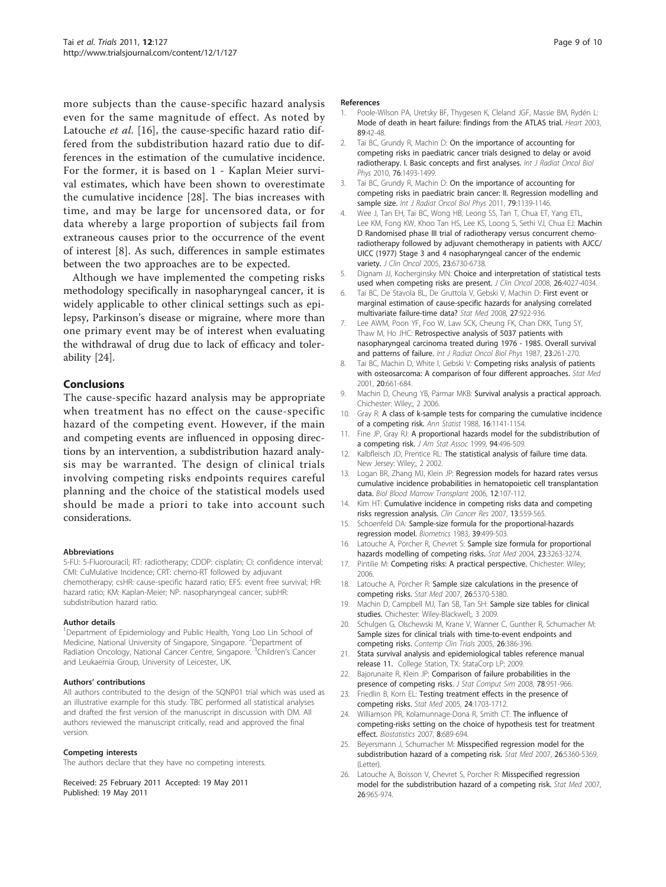more subjects than the cause-specific hazard analysis even for the same magnitude of effect. As noted by Latouche *et al*. [16], the cause-specific hazard ratio differed from the subdistribution hazard ratio due to differences in the estimation of the cumulative incidence. For the former, it is based on 1 - Kaplan Meier survival estimates, which have been shown to overestimate the cumulative incidence [28]. The bias increases with time, and may be large for uncensored data, or for data whereby a large proportion of subjects fail from extraneous causes prior to the occurrence of the event of interest [8]. As such, differences in sample estimates between the two approaches are to be expected.

Although we have implemented the competing risks methodology specifically in nasopharyngeal cancer, it is widely applicable to other clinical settings such as epilepsy, Parkinson's disease or migraine, where more than one primary event may be of interest when evaluating the withdrawal of drug due to lack of efficacy and tolerability [24].

## Conclusions

The cause-specific hazard analysis may be appropriate when treatment has no effect on the cause-specific hazard of the competing event. However, if the main and competing events are influenced in opposing directions by an intervention, a subdistribution hazard analysis may be warranted. The design of clinical trials involving competing risks endpoints requires careful planning and the choice of the statistical models used should be made a priori to take into account such considerations.

#### Abbreviations

5-FU: 5-Fluorouracil; RT: radiotherapy; CDDP: cisplatin; CI: confidence interval; CMI: CuMulative Incidence; CRT: chemo-RT followed by adjuvant chemotherapy; csHR: cause-specific hazard ratio; EFS: event free survival; HR: hazard ratio; KM: Kaplan-Meier; NP: nasopharyngeal cancer; subHR: subdistribution hazard ratio.

#### Author details

[1]Department of Epidemiology and Public Health, Yong Loo Lin School of Medicine, National University of Singapore, Singapore. [2]Department of Radiation Oncology, National Cancer Centre, Singapore. [3]Children's Cancer and Leukaemia Group, University of Leicester, UK.

#### Authors' contributions

All authors contributed to the design of the SQNP01 trial which was used as an illustrative example for this study. TBC performed all statistical analyses and drafted the first version of the manuscript in discussion with DM. All authors reviewed the manuscript critically, read and approved the final version.

#### Competing interests

The authors declare that they have no competing interests.

Received: 25 February 2011 Accepted: 19 May 2011
Published: 19 May 2011

#### References

1. Poole-Wilson PA, Uretsky BF, Thygesen K, Cleland JGF, Massie BM, Rydén L: Mode of death in heart failure: findings from the ATLAS trial. *Heart* 2003, 89:42-48.
2. Tai BC, Grundy R, Machin D: On the importance of accounting for competing risks in paediatric cancer trials designed to delay or avoid radiotherapy. I. Basic concepts and first analyses. *Int J Radiat Oncol Biol Phys* 2010, 76:1493-1499.
3. Tai BC, Grundy R, Machin D: On the importance of accounting for competing risks in paediatric brain cancer: II. Regression modelling and sample size. *Int J Radiat Oncol Biol Phys* 2011, 79:1139-1146.
4. Wee J, Tan EH, Tai BC, Wong HB, Leong SS, Tan T, Chua ET, Yang ETL, Lee KM, Fong KW, Khoo Tan HS, Lee KS, Loong S, Sethi VJ, Chua EJ: Machin D Randomised phase III trial of radiotherapy versus concurrent chemoradiotherapy followed by adjuvant chemotherapy in patients with AJCC/UICC (1977) Stage 3 and 4 nasopharyngeal cancer of the endemic variety. *J Clin Oncol* 2005, 23:6730-6738.
5. Dignam JJ, Kocherginsky MN: Choice and interpretation of statistical tests used when competing risks are present. *J Clin Oncol* 2008, 26:4027-4034.
6. Tai BC, De Stavola BL, De Gruttola V, Gebski V, Machin D: First event or marginal estimation of cause-specific hazards for analysing correlated multivariate failure-time data? *Stat Med* 2008, 27:922-936.
7. Lee AWM, Poon YF, Foo W, Law SCK, Cheung FK, Chan DKK, Tung SY, Thaw M, Ho JHC: Retrospective analysis of 5037 patients with nasopharyngeal carcinoma treated during 1976 - 1985. Overall survival and patterns of failure. *Int J Radiat Oncol Biol Phys* 1987, 23:261-270.
8. Tai BC, Machin D, White I, Gebski V: Competing risks analysis of patients with osteosarcoma: A comparison of four different approaches. *Stat Med* 2001, 20:661-684.
9. Machin D, Cheung YB, Parmar MKB: Survival analysis a practical approach. Chichester: Wiley;, 2 2006.
10. Gray R: A class of k-sample tests for comparing the cumulative incidence of a competing risk. *Ann Statist* 1988, 16:1141-1154.
11. Fine JP, Gray RJ: A proportional hazards model for the subdistribution of a competing risk. *J Am Stat Assoc* 1999, 94:496-509.
12. Kalbfleisch JD, Prentice RL: The statistical analysis of failure time data. New Jersey: Wiley;, 2 2002.
13. Logan BR, Zhang MJ, Klein JP: Regression models for hazard rates versus cumulative incidence probabilities in hematopoietic cell transplantation data. *Biol Blood Marrow Transplant* 2006, 12:107-112.
14. Kim HT: Cumulative incidence in competing risks data and competing risks regression analysis. *Clin Cancer Res* 2007, 13:559-565.
15. Schoenfeld DA: Sample-size formula for the proportional-hazards regression model. *Biometrics* 1983, 39:499-503.
16. Latouche A, Porcher R, Chevret S: Sample size formula for proportional hazards modelling of competing risks. *Stat Med* 2004, 23:3263-3274.
17. Pintilie M: Competing risks: A practical perspective. Chichester: Wiley; 2006.
18. Latouche A, Porcher R: Sample size calculations in the presence of competing risks. *Stat Med* 2007, 26:5370-5380.
19. Machin D, Campbell MJ, Tan SB, Tan SH: Sample size tables for clinical studies. Chichester: Wiley-Blackwell;, 3 2009.
20. Schulgen G, Olschewski M, Krane V, Wanner C, Gunther R, Schumacher M: Sample sizes for clinical trials with time-to-event endpoints and competing risks. *Contemp Clin Trials* 2005, 26:386-396.
21. Stata survival analysis and epidemiological tables reference manual release 11. College Station, TX: StataCorp LP; 2009.
22. Bajorunaite R, Klein JP: Comparison of failure probabilities in the presence of competing risks. *J Stat Comput Sim* 2008, 78:951-966.
23. Friedlin B, Korn EL: Testing treatment effects in the presence of competing risks. *Stat Med* 2005, 24:1703-1712.
24. Williamson PR, Kolamunnage-Dona R, Smith CT: The influence of competing-risks setting on the choice of hypothesis test for treatment effect. *Biostatistics* 2007, 8:689-694.
25. Beyersmann J, Schumacher M: Misspecified regression model for the subdistribution hazard of a competing risk. *Stat Med* 2007, 26:5360-5369, (Letter).
26. Latouche A, Boisson V, Chevret S, Porcher R: Misspecified regression model for the subdistribution hazard of a competing risk. *Stat Med* 2007, 26:965-974.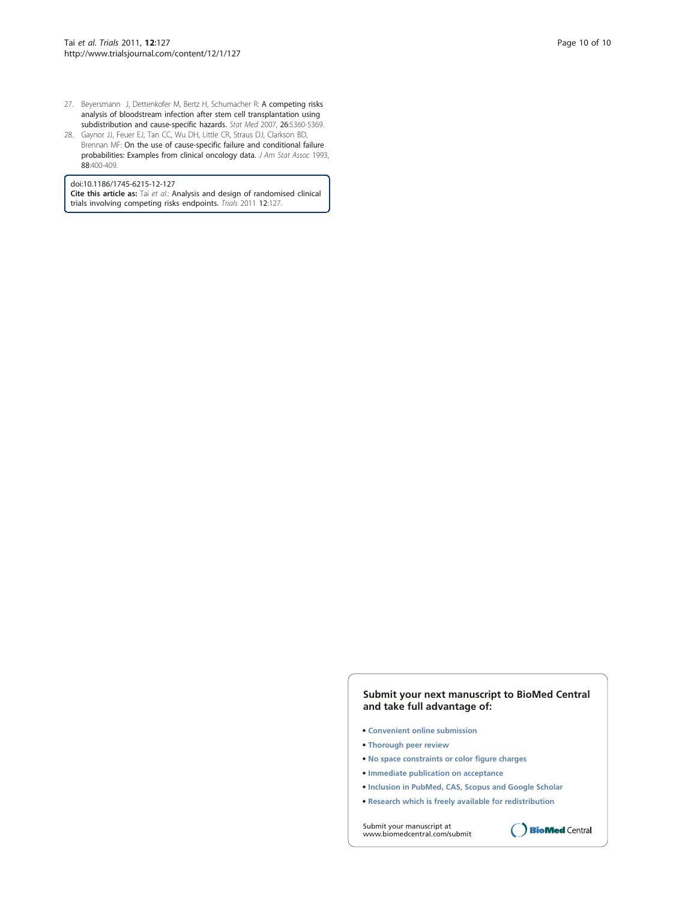27. Beyersmann J, Dettenkofer M, Bertz H, Schumacher R: **A competing risks analysis of bloodstream infection after stem cell transplantation using subdistribution and cause-specific hazards.** *Stat Med* 2007, **26**:5360-5369.
28. Gaynor JJ, Feuer EJ, Tan CC, Wu DH, Little CR, Straus DJ, Clarkson BD, Brennan MF: **On the use of cause-specific failure and conditional failure probabilities: Examples from clinical oncology data.** *J Am Stat Assoc* 1993, **88**:400-409.

doi:10.1186/1745-6215-12-127
**Cite this article as:** Tai *et al.*: Analysis and design of randomised clinical trials involving competing risks endpoints. *Trials* 2011 **12**:127.

**Submit your next manuscript to BioMed Central and take full advantage of:**

- **Convenient online submission**
- **Thorough peer review**
- **No space constraints or color figure charges**
- **Immediate publication on acceptance**
- **Inclusion in PubMed, CAS, Scopus and Google Scholar**
- **Research which is freely available for redistribution**

Submit your manuscript at
www.biomedcentral.com/submit

BioMed Central